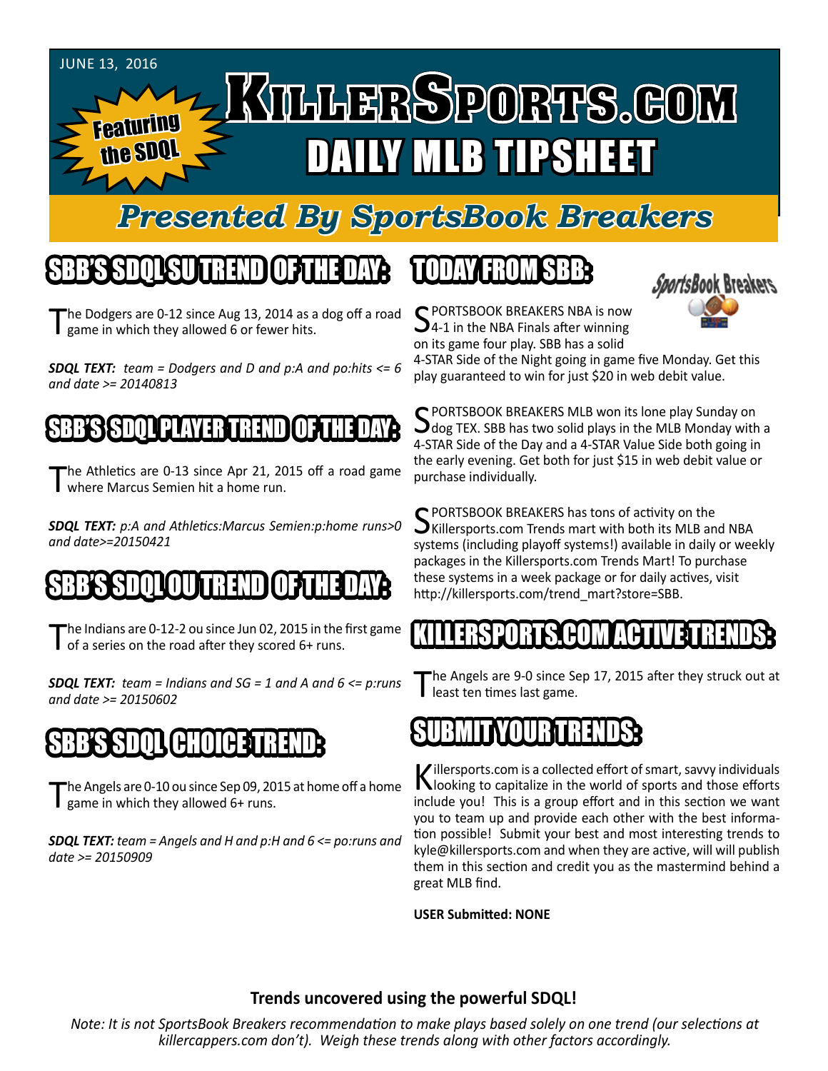JUNE 13, 2016

Featuring the SDQL

# KILLERSPORTS.COM DAILY MLB TIPSHEET

## *Presented By SportsBook Breakers*

## SBB'S SDQL SU TREND OF THE DAY:

The Dodgers are 0-12 since Aug 13, 2014 as a dog off a road game in which they allowed 6 or fewer hits.

***SDQL TEXT:*** *team = Dodgers and D and p:A and po:hits <= 6 and date >= 20140813*

## SBB'S SDQL PLAYER TREND OF THE DAY:

The Athletics are 0-13 since Apr 21, 2015 off a road game where Marcus Semien hit a home run.

***SDQL TEXT:*** *p:A and Athletics:Marcus Semien:p:home runs>0 and date>=20150421*

## SBB'S SDQL OU TREND OF THE DAY:

The Indians are 0-12-2 ou since Jun 02, 2015 in the first game of a series on the road after they scored 6+ runs.

***SDQL TEXT:*** *team = Indians and SG = 1 and A and 6 <= p:runs and date >= 20150602*

## SBB'S SDQL CHOICE TREND:

The Angels are 0-10 ou since Sep 09, 2015 at home off a home game in which they allowed 6+ runs.

***SDQL TEXT:*** *team = Angels and H and p:H and 6 <= po:runs and date >= 20150909*

## TODAY FROM SBB:

SportsBook Breakers

SPORTSBOOK BREAKERS NBA is now 4-1 in the NBA Finals after winning on its game four play. SBB has a solid 4-STAR Side of the Night going in game five Monday. Get this play guaranteed to win for just $20 in web debit value.

SPORTSBOOK BREAKERS MLB won its lone play Sunday on dog TEX. SBB has two solid plays in the MLB Monday with a 4-STAR Side of the Day and a 4-STAR Value Side both going in the early evening. Get both for just $15 in web debit value or purchase individually.

SPORTSBOOK BREAKERS has tons of activity on the Killersports.com Trends mart with both its MLB and NBA systems (including playoff systems!) available in daily or weekly packages in the Killersports.com Trends Mart! To purchase these systems in a week package or for daily actives, visit http://killersports.com/trend_mart?store=SBB.

## KILLERSPORTS.COM ACTIVE TRENDS:

The Angels are 9-0 since Sep 17, 2015 after they struck out at least ten times last game.

## SUBMIT YOUR TRENDS:

Killersports.com is a collected effort of smart, savvy individuals looking to capitalize in the world of sports and those efforts include you! This is a group effort and in this section we want you to team up and provide each other with the best information possible! Submit your best and most interesting trends to kyle@killersports.com and when they are active, will will publish them in this section and credit you as the mastermind behind a great MLB find.

**USER Submitted: NONE**

**Trends uncovered using the powerful SDQL!**

*Note: It is not SportsBook Breakers recommendation to make plays based solely on one trend (our selections at killercappers.com don't). Weigh these trends along with other factors accordingly.*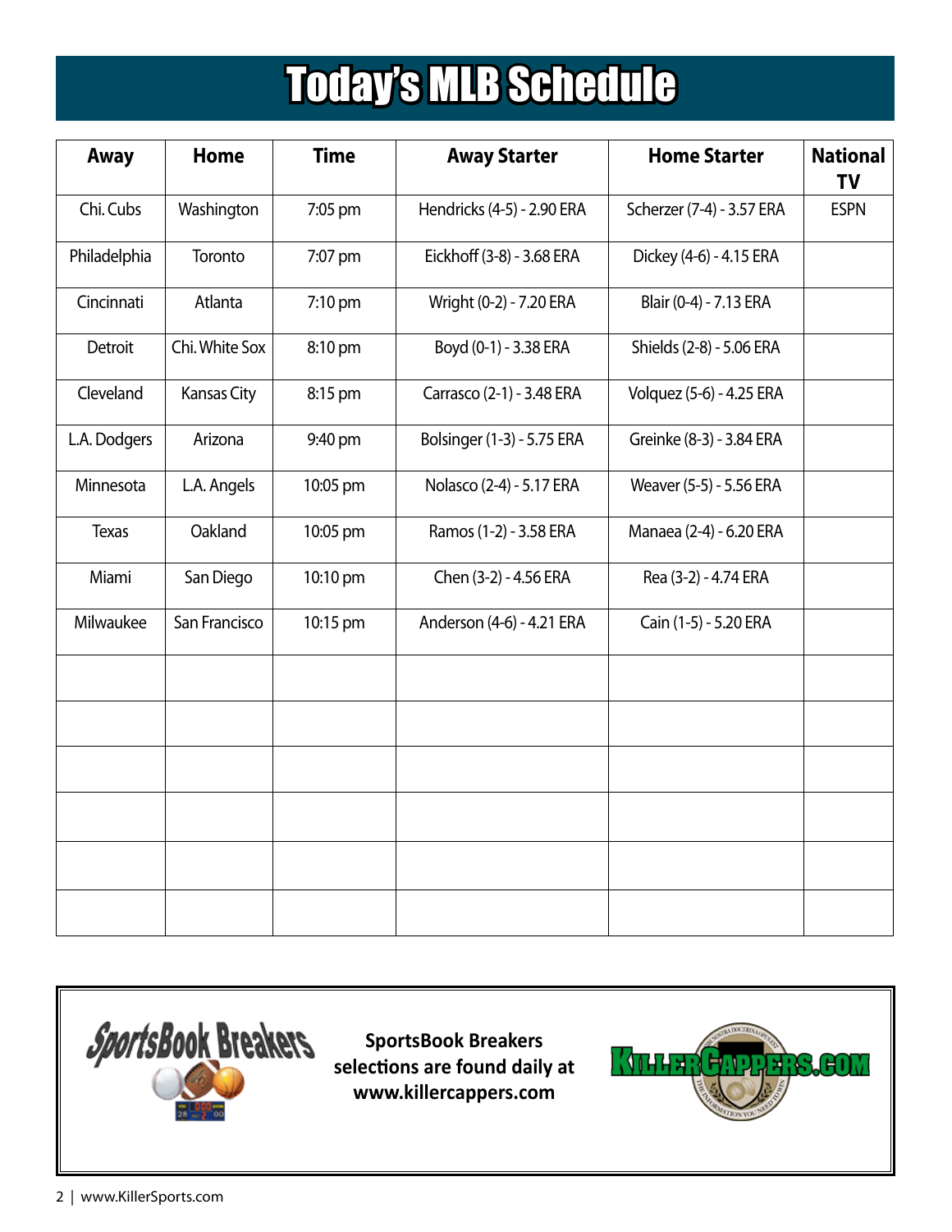# Today's MLB Schedule

| Away | Home | Time | Away Starter | Home Starter | National TV |
|---|---|---|---|---|---|
| Chi. Cubs | Washington | 7:05 pm | Hendricks (4-5) - 2.90 ERA | Scherzer (7-4) - 3.57 ERA | ESPN |
| Philadelphia | Toronto | 7:07 pm | Eickhoff (3-8) - 3.68 ERA | Dickey (4-6) - 4.15 ERA | |
| Cincinnati | Atlanta | 7:10 pm | Wright (0-2) - 7.20 ERA | Blair (0-4) - 7.13 ERA | |
| Detroit | Chi. White Sox | 8:10 pm | Boyd (0-1) - 3.38 ERA | Shields (2-8) - 5.06 ERA | |
| Cleveland | Kansas City | 8:15 pm | Carrasco (2-1) - 3.48 ERA | Volquez (5-6) - 4.25 ERA | |
| L.A. Dodgers | Arizona | 9:40 pm | Bolsinger (1-3) - 5.75 ERA | Greinke (8-3) - 3.84 ERA | |
| Minnesota | L.A. Angels | 10:05 pm | Nolasco (2-4) - 5.17 ERA | Weaver (5-5) - 5.56 ERA | |
| Texas | Oakland | 10:05 pm | Ramos (1-2) - 3.58 ERA | Manaea (2-4) - 6.20 ERA | |
| Miami | San Diego | 10:10 pm | Chen (3-2) - 4.56 ERA | Rea (3-2) - 4.74 ERA | |
| Milwaukee | San Francisco | 10:15 pm | Anderson (4-6) - 4.21 ERA | Cain (1-5) - 5.20 ERA | |

SportsBook Breakers

**SportsBook Breakers selections are found daily at www.killercappers.com**

KillerCappers.com

www.KillerSports.com